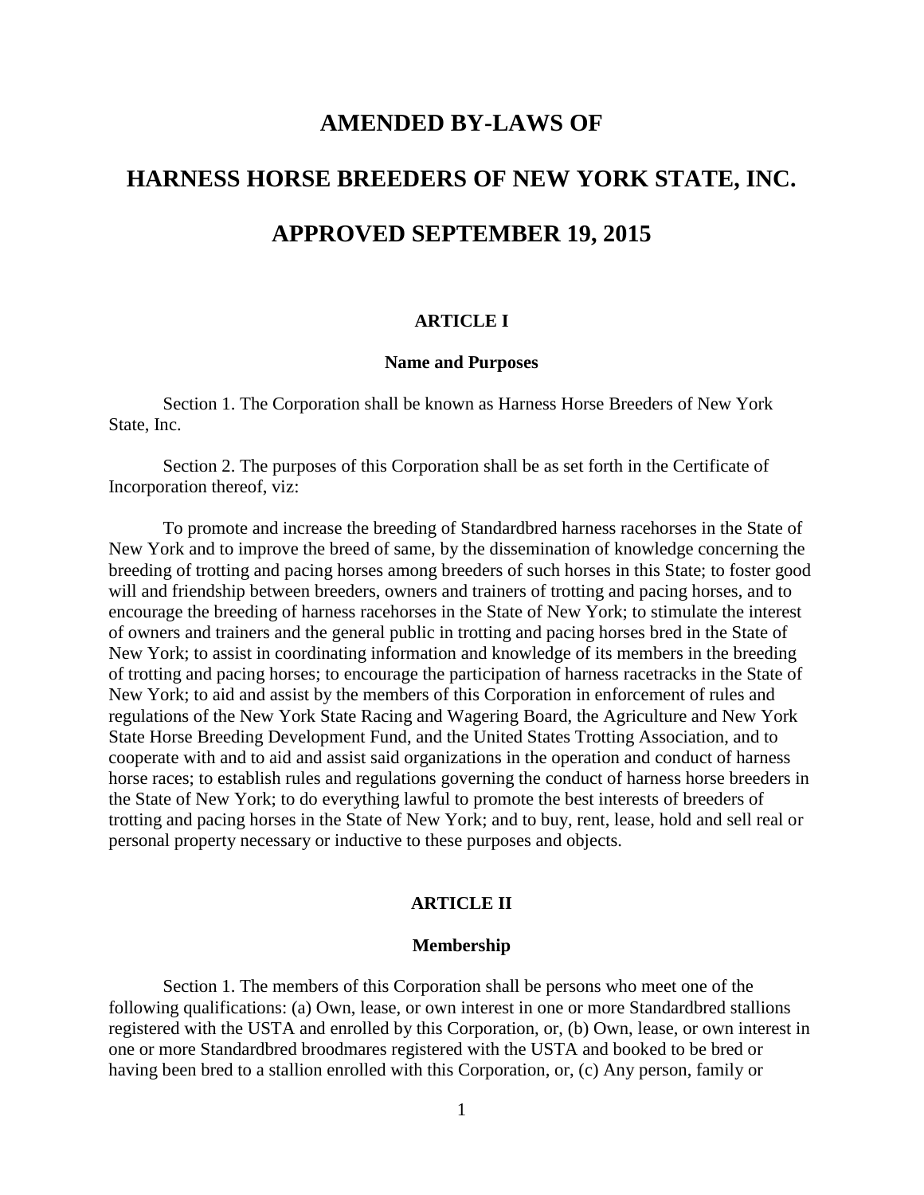# AMENDED BY-LAWS OF

# HARNESS HORSE BREEDERS OF NEW YORK STATE, INC.

# APPROVED SEPTEMBER 19, 2015

## ARTICLE I

### Name and Purposes

Section 1. The Corporation shall be known as Harness Horse Breeders of New York State, Inc.

Section 2. The purposes of this Corporation shall be as set forth in the Certificate of Incorporation thereof, viz:

To promote and increase the breeding of Standardbred harness racehorses in the State of New York and to improve the breed of same, by the dissemination of knowledge concerning the breeding of trotting and pacing horses among breeders of such horses in this State; to foster good will and friendship between breeders, owners and trainers of trotting and pacing horses, and to encourage the breeding of harness racehorses in the State of New York; to stimulate the interest of owners and trainers and the general public in trotting and pacing horses bred in the State of New York; to assist in coordinating information and knowledge of its members in the breeding of trotting and pacing horses; to encourage the participation of harness racetracks in the State of New York; to aid and assist by the members of this Corporation in enforcement of rules and regulations of the New York State Racing and Wagering Board, the Agriculture and New York State Horse Breeding Development Fund, and the United States Trotting Association, and to cooperate with and to aid and assist said organizations in the operation and conduct of harness horse races; to establish rules and regulations governing the conduct of harness horse breeders in the State of New York; to do everything lawful to promote the best interests of breeders of trotting and pacing horses in the State of New York; and to buy, rent, lease, hold and sell real or personal property necessary or inductive to these purposes and objects.

## ARTICLE II

### Membership

Section 1. The members of this Corporation shall be persons who meet one of the following qualifications: (a) Own, lease, or own interest in one or more Standardbred stallions registered with the USTA and enrolled by this Corporation, or, (b) Own, lease, or own interest in one or more Standardbred broodmares registered with the USTA and booked to be bred or having been bred to a stallion enrolled with this Corporation, or, (c) Any person, family or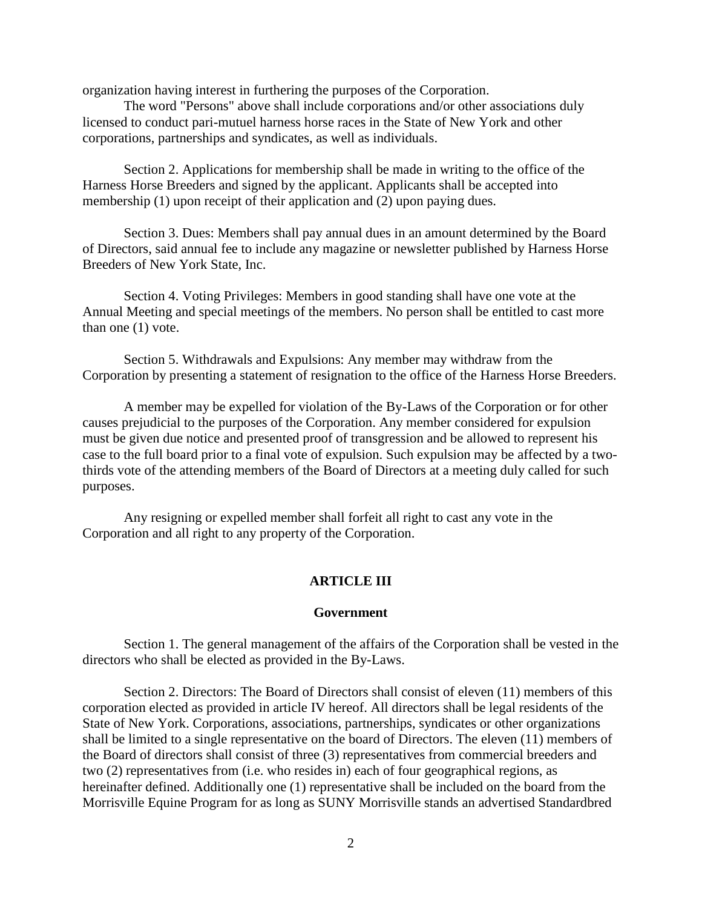organization having interest in furthering the purposes of the Corporation.

The word "Persons" above shall include corporations and/or other associations duly licensed to conduct pari-mutuel harness horse races in the State of New York and other corporations, partnerships and syndicates, as well as individuals.

Section 2. Applications for membership shall be made in writing to the office of the Harness Horse Breeders and signed by the applicant. Applicants shall be accepted into membership (1) upon receipt of their application and (2) upon paying dues.

Section 3. Dues: Members shall pay annual dues in an amount determined by the Board of Directors, said annual fee to include any magazine or newsletter published by Harness Horse Breeders of New York State, Inc.

Section 4. Voting Privileges: Members in good standing shall have one vote at the Annual Meeting and special meetings of the members. No person shall be entitled to cast more than one (1) vote.

Section 5. Withdrawals and Expulsions: Any member may withdraw from the Corporation by presenting a statement of resignation to the office of the Harness Horse Breeders.

A member may be expelled for violation of the By-Laws of the Corporation or for other causes prejudicial to the purposes of the Corporation. Any member considered for expulsion must be given due notice and presented proof of transgression and be allowed to represent his case to the full board prior to a final vote of expulsion. Such expulsion may be affected by a two-thirds vote of the attending members of the Board of Directors at a meeting duly called for such purposes.

Any resigning or expelled member shall forfeit all right to cast any vote in the Corporation and all right to any property of the Corporation.

## ARTICLE III

### Government

Section 1. The general management of the affairs of the Corporation shall be vested in the directors who shall be elected as provided in the By-Laws.

Section 2. Directors: The Board of Directors shall consist of eleven (11) members of this corporation elected as provided in article IV hereof. All directors shall be legal residents of the State of New York. Corporations, associations, partnerships, syndicates or other organizations shall be limited to a single representative on the board of Directors. The eleven (11) members of the Board of directors shall consist of three (3) representatives from commercial breeders and two (2) representatives from (i.e. who resides in) each of four geographical regions, as hereinafter defined. Additionally one (1) representative shall be included on the board from the Morrisville Equine Program for as long as SUNY Morrisville stands an advertised Standardbred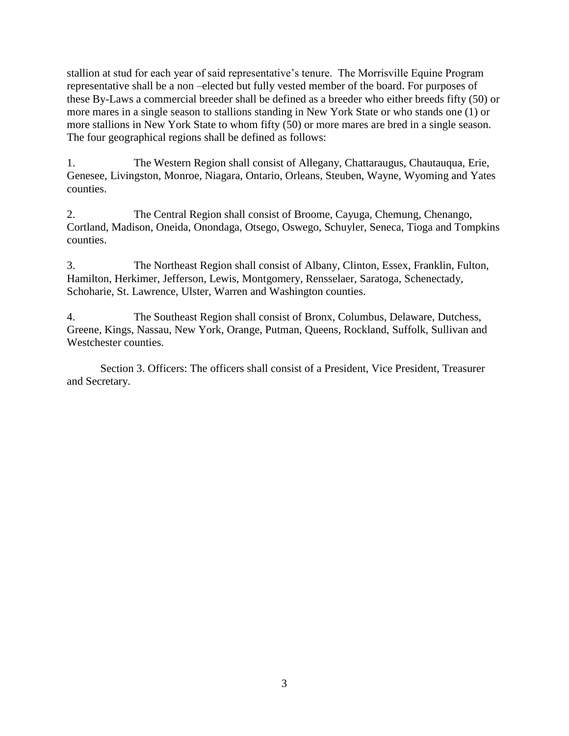stallion at stud for each year of said representative's tenure. The Morrisville Equine Program representative shall be a non –elected but fully vested member of the board. For purposes of these By-Laws a commercial breeder shall be defined as a breeder who either breeds fifty (50) or more mares in a single season to stallions standing in New York State or who stands one (1) or more stallions in New York State to whom fifty (50) or more mares are bred in a single season. The four geographical regions shall be defined as follows:

1. The Western Region shall consist of Allegany, Chattaraugus, Chautauqua, Erie, Genesee, Livingston, Monroe, Niagara, Ontario, Orleans, Steuben, Wayne, Wyoming and Yates counties.

2. The Central Region shall consist of Broome, Cayuga, Chemung, Chenango, Cortland, Madison, Oneida, Onondaga, Otsego, Oswego, Schuyler, Seneca, Tioga and Tompkins counties.

3. The Northeast Region shall consist of Albany, Clinton, Essex, Franklin, Fulton, Hamilton, Herkimer, Jefferson, Lewis, Montgomery, Rensselaer, Saratoga, Schenectady, Schoharie, St. Lawrence, Ulster, Warren and Washington counties.

4. The Southeast Region shall consist of Bronx, Columbus, Delaware, Dutchess, Greene, Kings, Nassau, New York, Orange, Putman, Queens, Rockland, Suffolk, Sullivan and Westchester counties.

Section 3. Officers: The officers shall consist of a President, Vice President, Treasurer and Secretary.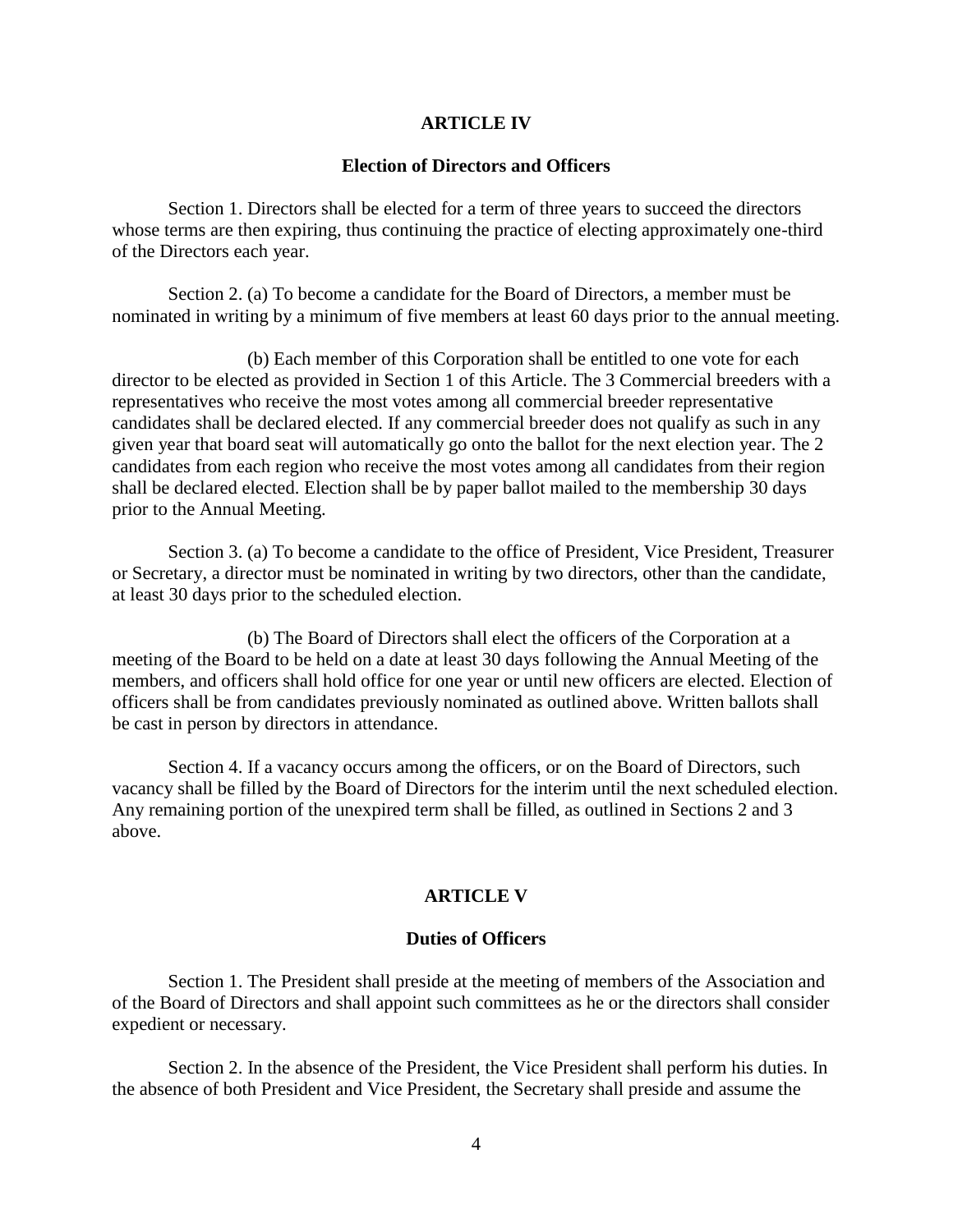## ARTICLE IV

### Election of Directors and Officers

Section 1. Directors shall be elected for a term of three years to succeed the directors whose terms are then expiring, thus continuing the practice of electing approximately one-third of the Directors each year.

Section 2. (a) To become a candidate for the Board of Directors, a member must be nominated in writing by a minimum of five members at least 60 days prior to the annual meeting.

(b) Each member of this Corporation shall be entitled to one vote for each director to be elected as provided in Section 1 of this Article. The 3 Commercial breeders with a representatives who receive the most votes among all commercial breeder representative candidates shall be declared elected. If any commercial breeder does not qualify as such in any given year that board seat will automatically go onto the ballot for the next election year. The 2 candidates from each region who receive the most votes among all candidates from their region shall be declared elected. Election shall be by paper ballot mailed to the membership 30 days prior to the Annual Meeting.

Section 3. (a) To become a candidate to the office of President, Vice President, Treasurer or Secretary, a director must be nominated in writing by two directors, other than the candidate, at least 30 days prior to the scheduled election.

(b) The Board of Directors shall elect the officers of the Corporation at a meeting of the Board to be held on a date at least 30 days following the Annual Meeting of the members, and officers shall hold office for one year or until new officers are elected. Election of officers shall be from candidates previously nominated as outlined above. Written ballots shall be cast in person by directors in attendance.

Section 4. If a vacancy occurs among the officers, or on the Board of Directors, such vacancy shall be filled by the Board of Directors for the interim until the next scheduled election. Any remaining portion of the unexpired term shall be filled, as outlined in Sections 2 and 3 above.

## ARTICLE V

### Duties of Officers

Section 1. The President shall preside at the meeting of members of the Association and of the Board of Directors and shall appoint such committees as he or the directors shall consider expedient or necessary.

Section 2. In the absence of the President, the Vice President shall perform his duties. In the absence of both President and Vice President, the Secretary shall preside and assume the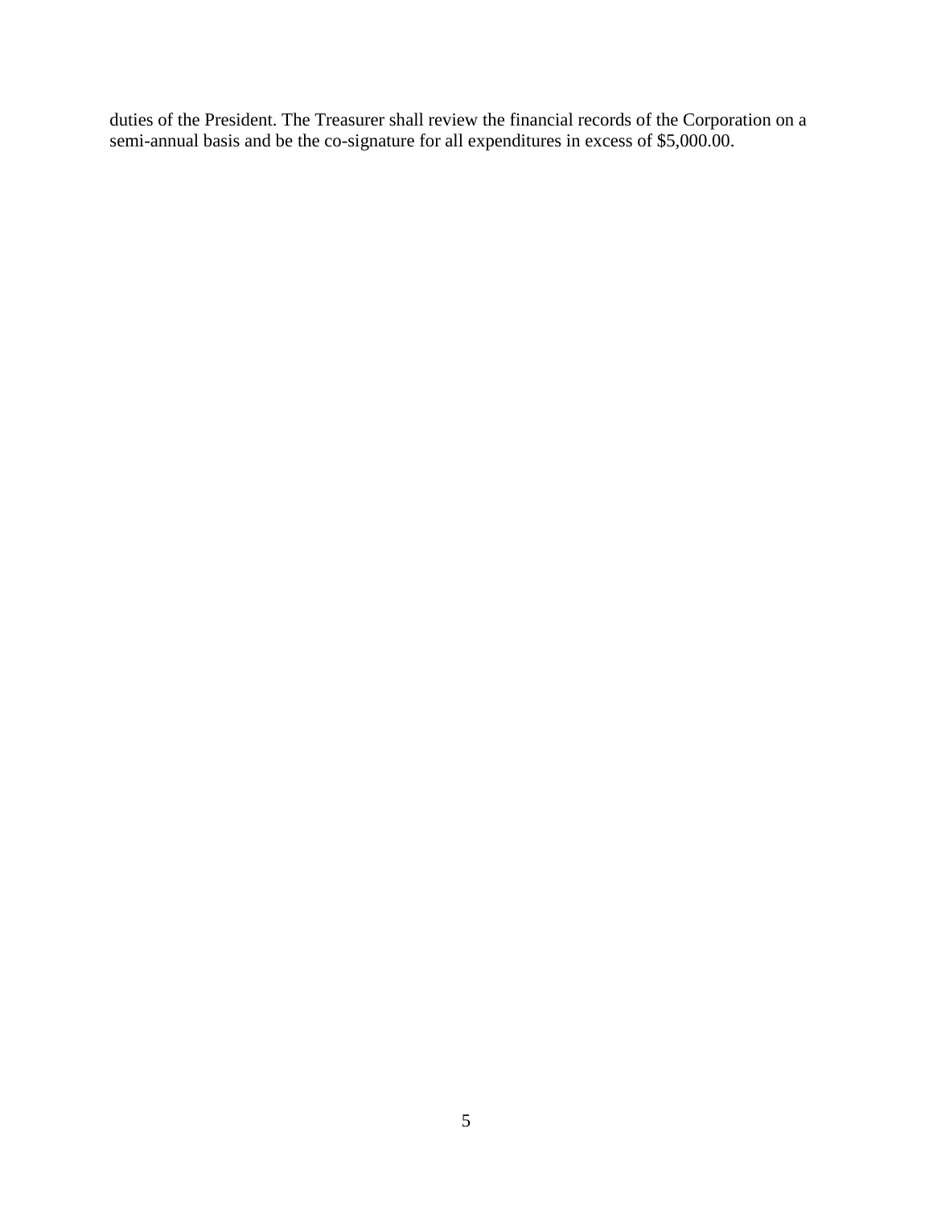duties of the President. The Treasurer shall review the financial records of the Corporation on a semi-annual basis and be the co-signature for all expenditures in excess of $5,000.00.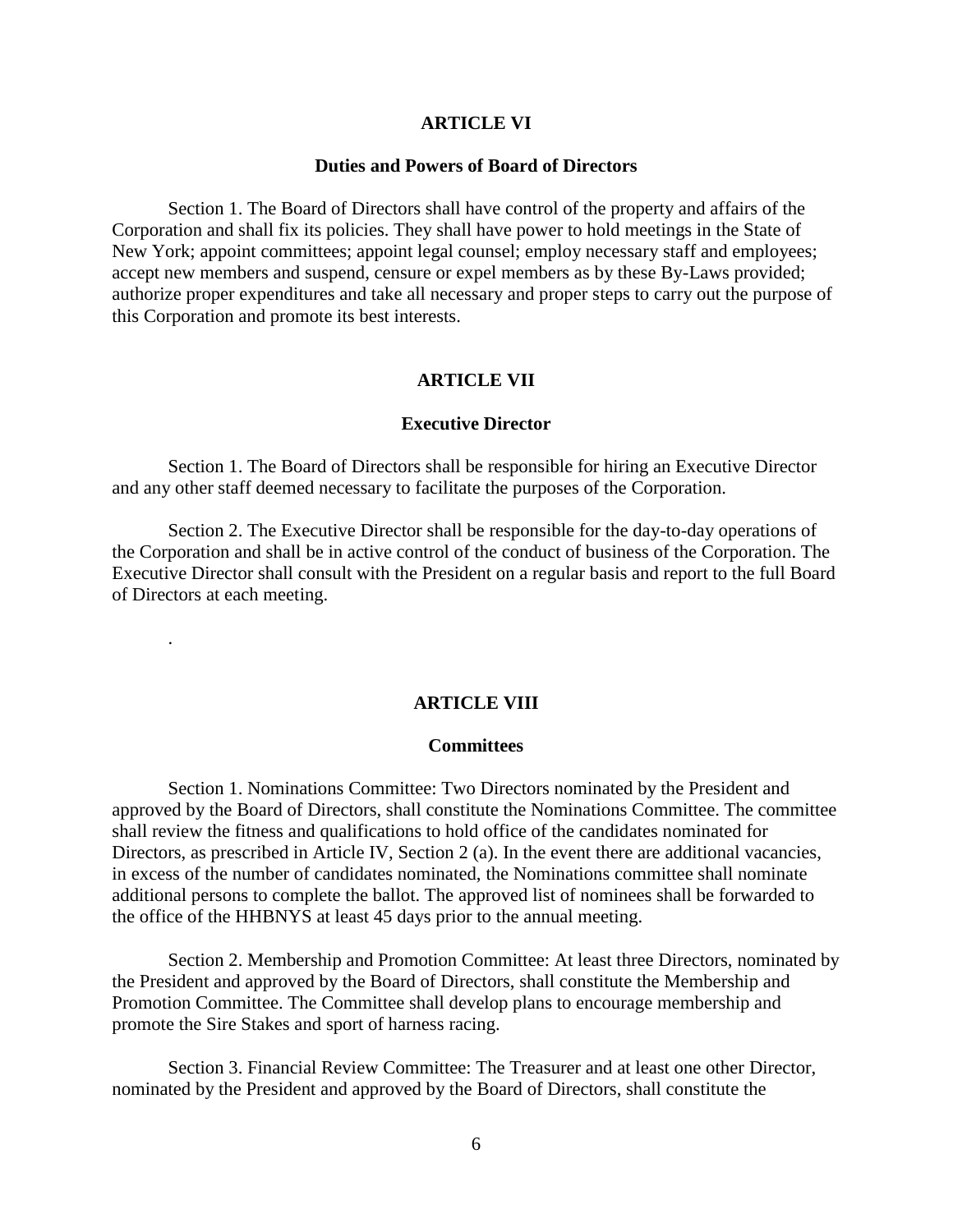## ARTICLE VI

### Duties and Powers of Board of Directors

Section 1. The Board of Directors shall have control of the property and affairs of the Corporation and shall fix its policies. They shall have power to hold meetings in the State of New York; appoint committees; appoint legal counsel; employ necessary staff and employees; accept new members and suspend, censure or expel members as by these By-Laws provided; authorize proper expenditures and take all necessary and proper steps to carry out the purpose of this Corporation and promote its best interests.

## ARTICLE VII

### Executive Director

Section 1. The Board of Directors shall be responsible for hiring an Executive Director and any other staff deemed necessary to facilitate the purposes of the Corporation.

Section 2. The Executive Director shall be responsible for the day-to-day operations of the Corporation and shall be in active control of the conduct of business of the Corporation. The Executive Director shall consult with the President on a regular basis and report to the full Board of Directors at each meeting.

.

## ARTICLE VIII

### Committees

Section 1. Nominations Committee: Two Directors nominated by the President and approved by the Board of Directors, shall constitute the Nominations Committee. The committee shall review the fitness and qualifications to hold office of the candidates nominated for Directors, as prescribed in Article IV, Section 2 (a). In the event there are additional vacancies, in excess of the number of candidates nominated, the Nominations committee shall nominate additional persons to complete the ballot. The approved list of nominees shall be forwarded to the office of the HHBNYS at least 45 days prior to the annual meeting.

Section 2. Membership and Promotion Committee: At least three Directors, nominated by the President and approved by the Board of Directors, shall constitute the Membership and Promotion Committee. The Committee shall develop plans to encourage membership and promote the Sire Stakes and sport of harness racing.

Section 3. Financial Review Committee: The Treasurer and at least one other Director, nominated by the President and approved by the Board of Directors, shall constitute the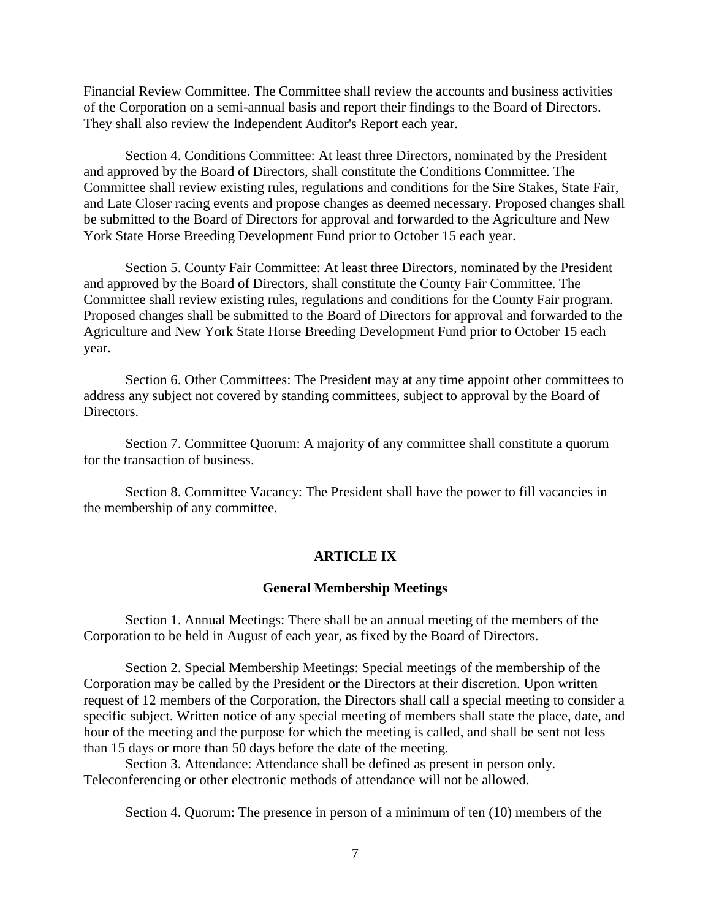Financial Review Committee. The Committee shall review the accounts and business activities of the Corporation on a semi-annual basis and report their findings to the Board of Directors. They shall also review the Independent Auditor's Report each year.

Section 4. Conditions Committee: At least three Directors, nominated by the President and approved by the Board of Directors, shall constitute the Conditions Committee. The Committee shall review existing rules, regulations and conditions for the Sire Stakes, State Fair, and Late Closer racing events and propose changes as deemed necessary. Proposed changes shall be submitted to the Board of Directors for approval and forwarded to the Agriculture and New York State Horse Breeding Development Fund prior to October 15 each year.

Section 5. County Fair Committee: At least three Directors, nominated by the President and approved by the Board of Directors, shall constitute the County Fair Committee. The Committee shall review existing rules, regulations and conditions for the County Fair program. Proposed changes shall be submitted to the Board of Directors for approval and forwarded to the Agriculture and New York State Horse Breeding Development Fund prior to October 15 each year.

Section 6. Other Committees: The President may at any time appoint other committees to address any subject not covered by standing committees, subject to approval by the Board of Directors.

Section 7. Committee Quorum: A majority of any committee shall constitute a quorum for the transaction of business.

Section 8. Committee Vacancy: The President shall have the power to fill vacancies in the membership of any committee.

## ARTICLE IX

### General Membership Meetings

Section 1. Annual Meetings: There shall be an annual meeting of the members of the Corporation to be held in August of each year, as fixed by the Board of Directors.

Section 2. Special Membership Meetings: Special meetings of the membership of the Corporation may be called by the President or the Directors at their discretion. Upon written request of 12 members of the Corporation, the Directors shall call a special meeting to consider a specific subject. Written notice of any special meeting of members shall state the place, date, and hour of the meeting and the purpose for which the meeting is called, and shall be sent not less than 15 days or more than 50 days before the date of the meeting.

Section 3. Attendance: Attendance shall be defined as present in person only. Teleconferencing or other electronic methods of attendance will not be allowed.

Section 4. Quorum: The presence in person of a minimum of ten (10) members of the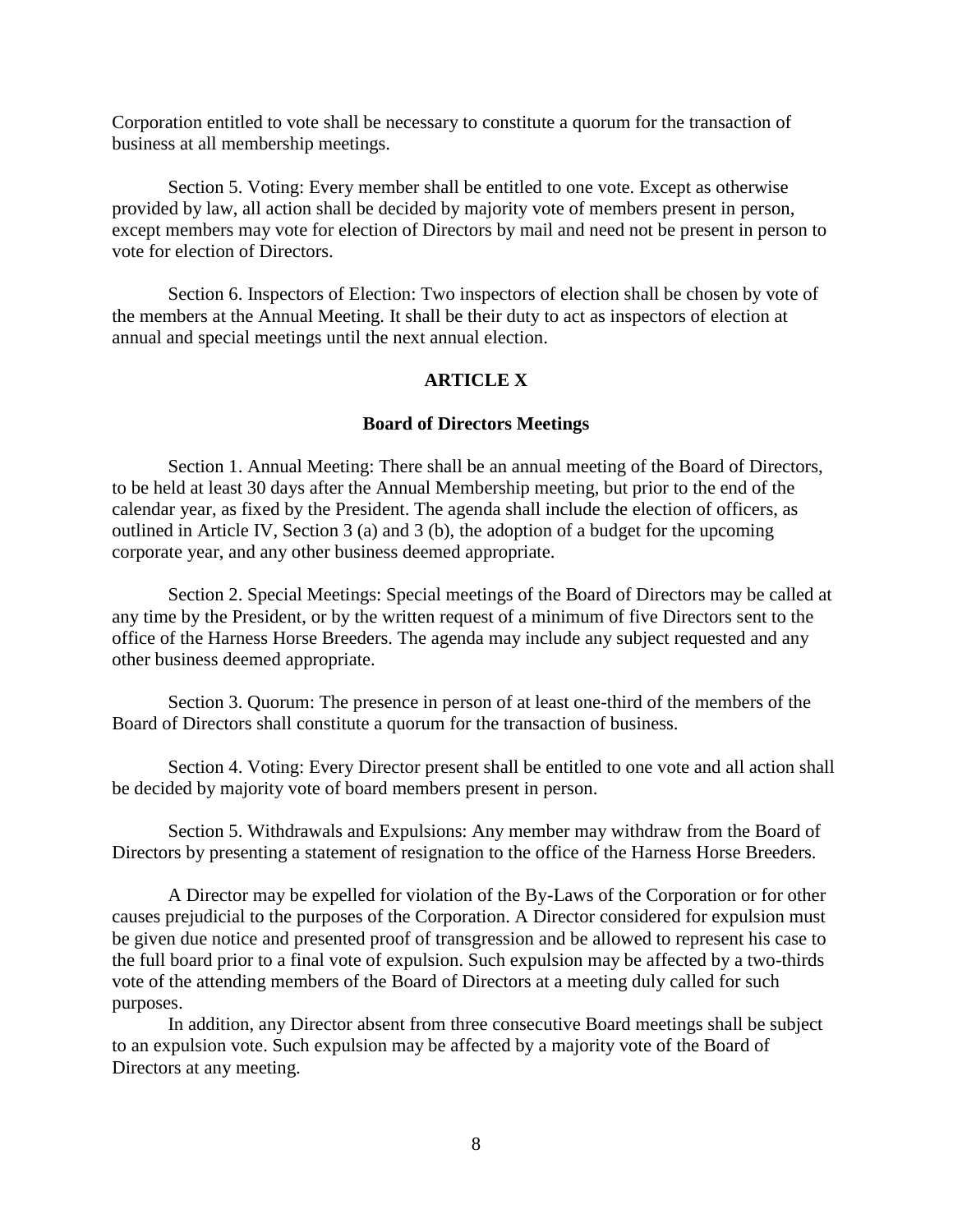Corporation entitled to vote shall be necessary to constitute a quorum for the transaction of business at all membership meetings.

Section 5. Voting: Every member shall be entitled to one vote. Except as otherwise provided by law, all action shall be decided by majority vote of members present in person, except members may vote for election of Directors by mail and need not be present in person to vote for election of Directors.

Section 6. Inspectors of Election: Two inspectors of election shall be chosen by vote of the members at the Annual Meeting. It shall be their duty to act as inspectors of election at annual and special meetings until the next annual election.

## ARTICLE X

### Board of Directors Meetings

Section 1. Annual Meeting: There shall be an annual meeting of the Board of Directors, to be held at least 30 days after the Annual Membership meeting, but prior to the end of the calendar year, as fixed by the President. The agenda shall include the election of officers, as outlined in Article IV, Section 3 (a) and 3 (b), the adoption of a budget for the upcoming corporate year, and any other business deemed appropriate.

Section 2. Special Meetings: Special meetings of the Board of Directors may be called at any time by the President, or by the written request of a minimum of five Directors sent to the office of the Harness Horse Breeders. The agenda may include any subject requested and any other business deemed appropriate.

Section 3. Quorum: The presence in person of at least one-third of the members of the Board of Directors shall constitute a quorum for the transaction of business.

Section 4. Voting: Every Director present shall be entitled to one vote and all action shall be decided by majority vote of board members present in person.

Section 5. Withdrawals and Expulsions: Any member may withdraw from the Board of Directors by presenting a statement of resignation to the office of the Harness Horse Breeders.

A Director may be expelled for violation of the By-Laws of the Corporation or for other causes prejudicial to the purposes of the Corporation. A Director considered for expulsion must be given due notice and presented proof of transgression and be allowed to represent his case to the full board prior to a final vote of expulsion. Such expulsion may be affected by a two-thirds vote of the attending members of the Board of Directors at a meeting duly called for such purposes.

In addition, any Director absent from three consecutive Board meetings shall be subject to an expulsion vote. Such expulsion may be affected by a majority vote of the Board of Directors at any meeting.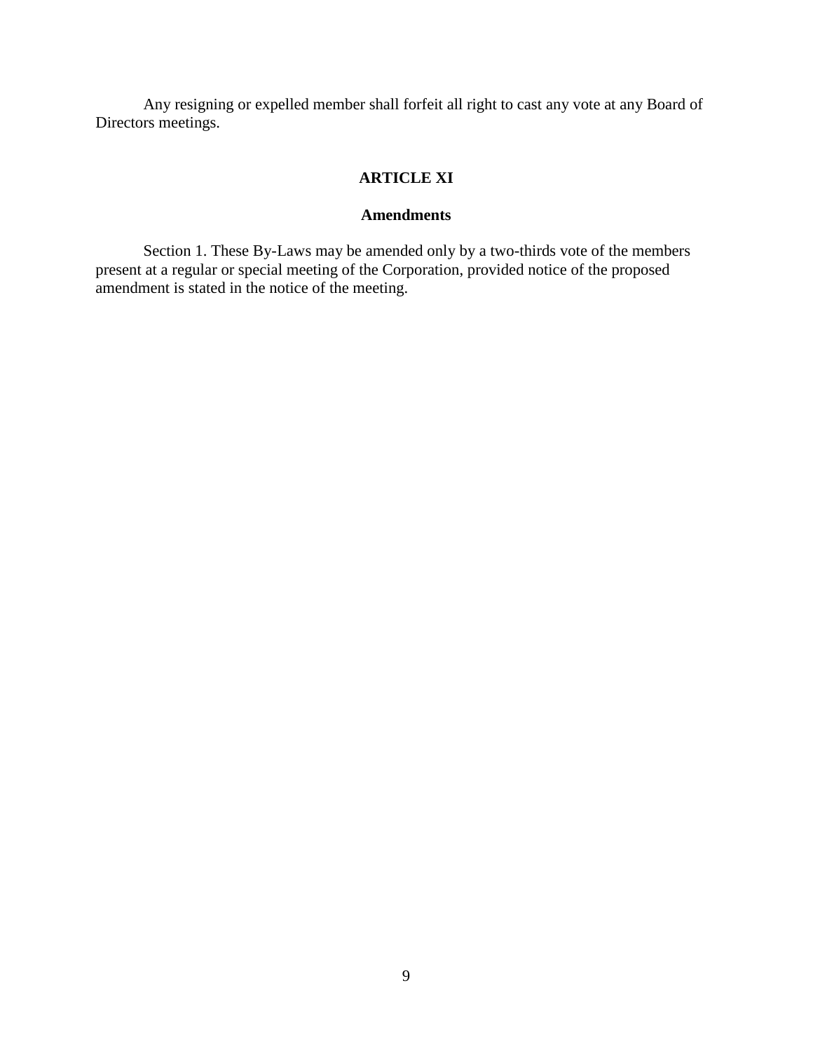Any resigning or expelled member shall forfeit all right to cast any vote at any Board of Directors meetings.

## ARTICLE XI

### Amendments

Section 1. These By-Laws may be amended only by a two-thirds vote of the members present at a regular or special meeting of the Corporation, provided notice of the proposed amendment is stated in the notice of the meeting.